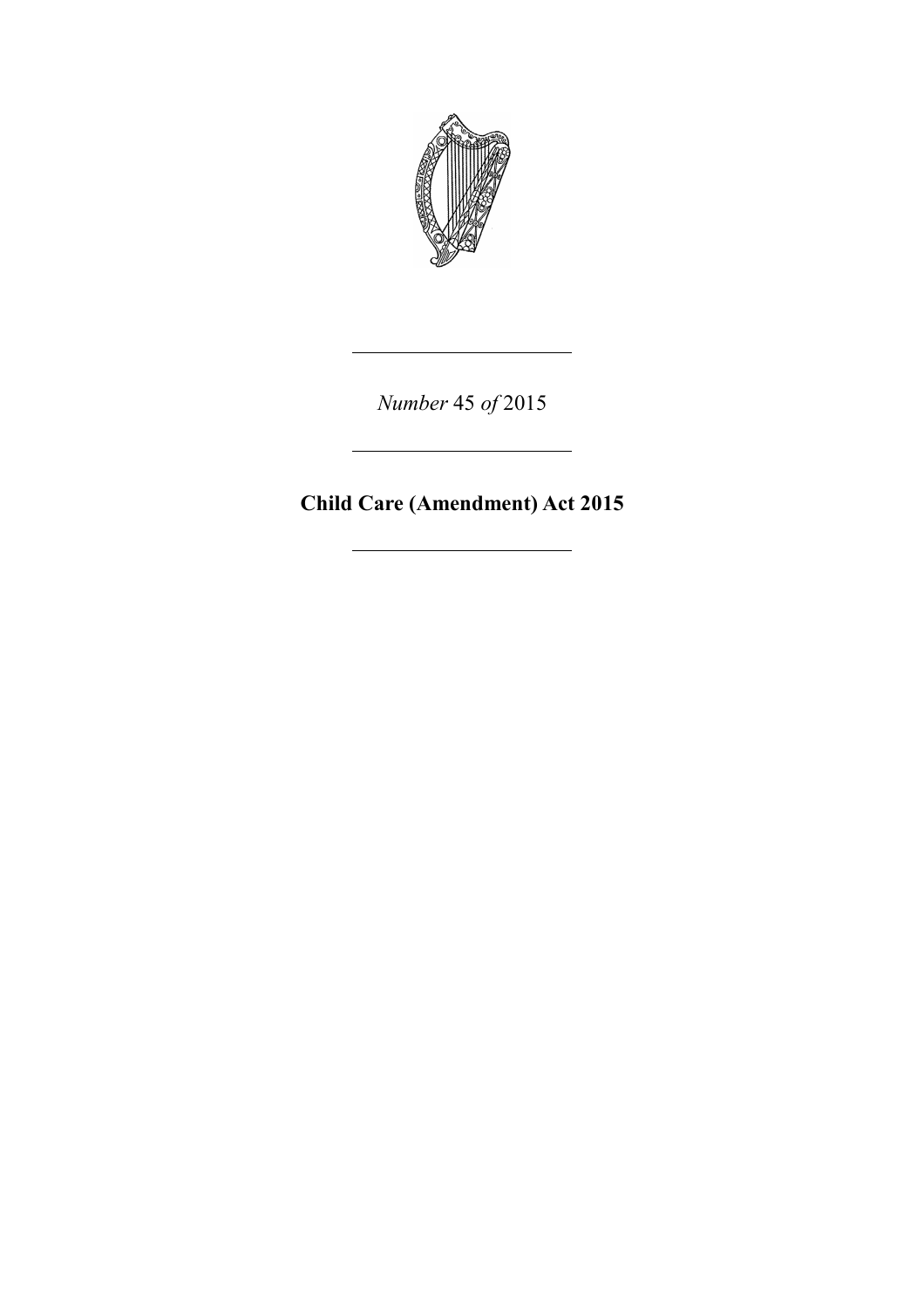*Number* 45 *of* 2015

# Child Care (Amendment) Act 2015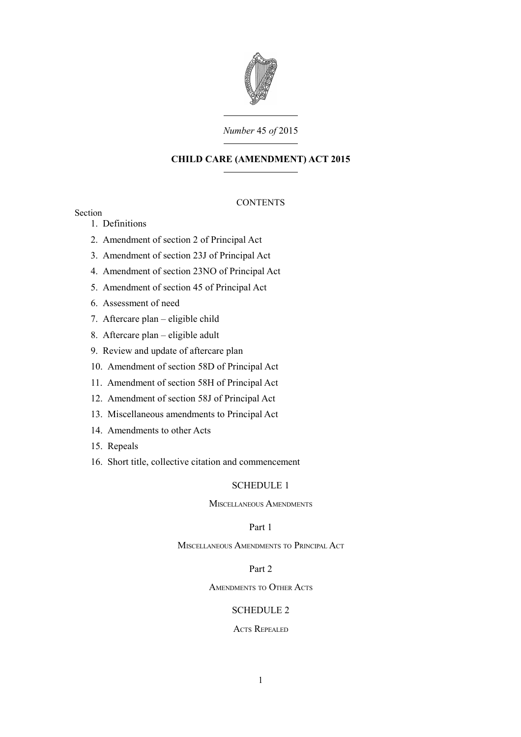*Number* 45 *of* 2015

# CHILD CARE (AMENDMENT) ACT 2015

CONTENTS

Section

1. Definitions
2. Amendment of section 2 of Principal Act
3. Amendment of section 23J of Principal Act
4. Amendment of section 23NO of Principal Act
5. Amendment of section 45 of Principal Act
6. Assessment of need
7. Aftercare plan – eligible child
8. Aftercare plan – eligible adult
9. Review and update of aftercare plan
10. Amendment of section 58D of Principal Act
11. Amendment of section 58H of Principal Act
12. Amendment of section 58J of Principal Act
13. Miscellaneous amendments to Principal Act
14. Amendments to other Acts
15. Repeals
16. Short title, collective citation and commencement

SCHEDULE 1

Miscellaneous Amendments

Part 1

Miscellaneous Amendments to Principal Act

Part 2

Amendments to Other Acts

SCHEDULE 2

Acts Repealed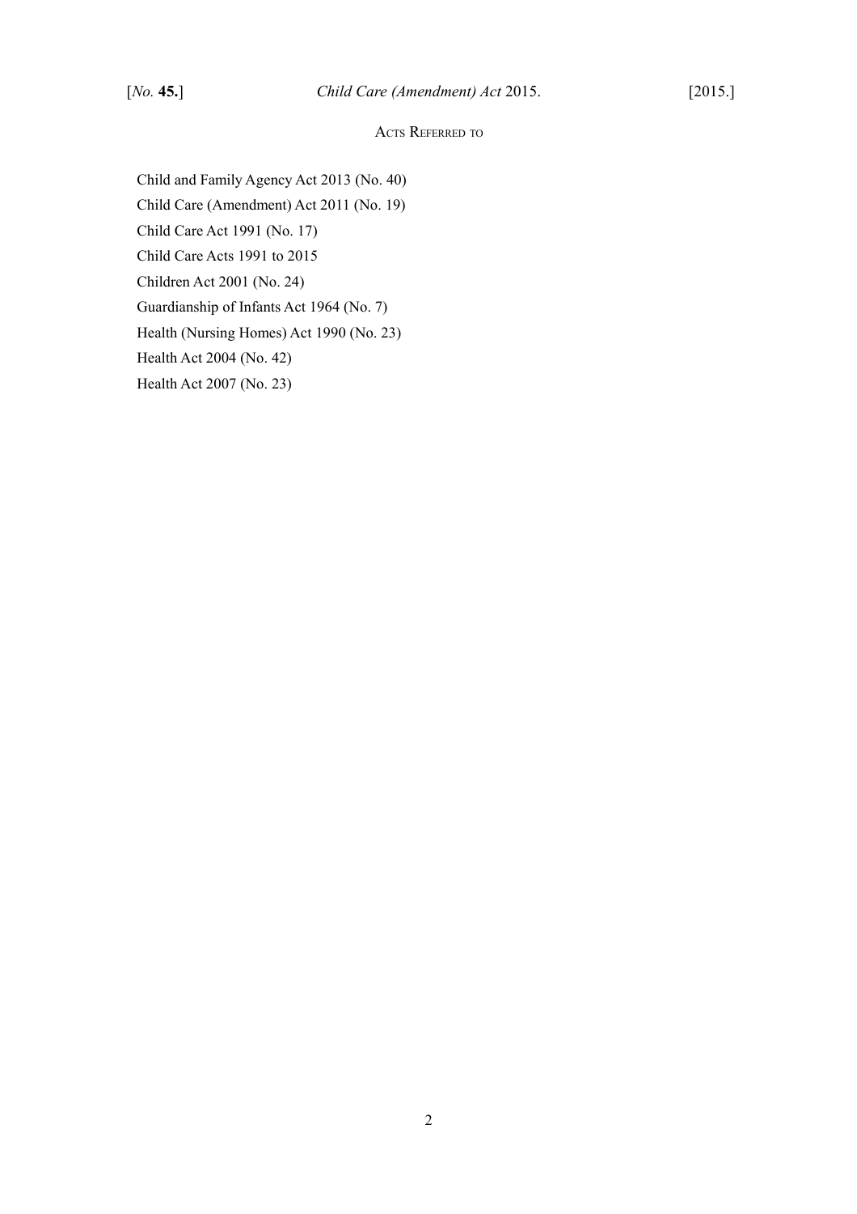## Acts Referred to

Child and Family Agency Act 2013 (No. 40)

Child Care (Amendment) Act 2011 (No. 19)

Child Care Act 1991 (No. 17)

Child Care Acts 1991 to 2015

Children Act 2001 (No. 24)

Guardianship of Infants Act 1964 (No. 7)

Health (Nursing Homes) Act 1990 (No. 23)

Health Act 2004 (No. 42)

Health Act 2007 (No. 23)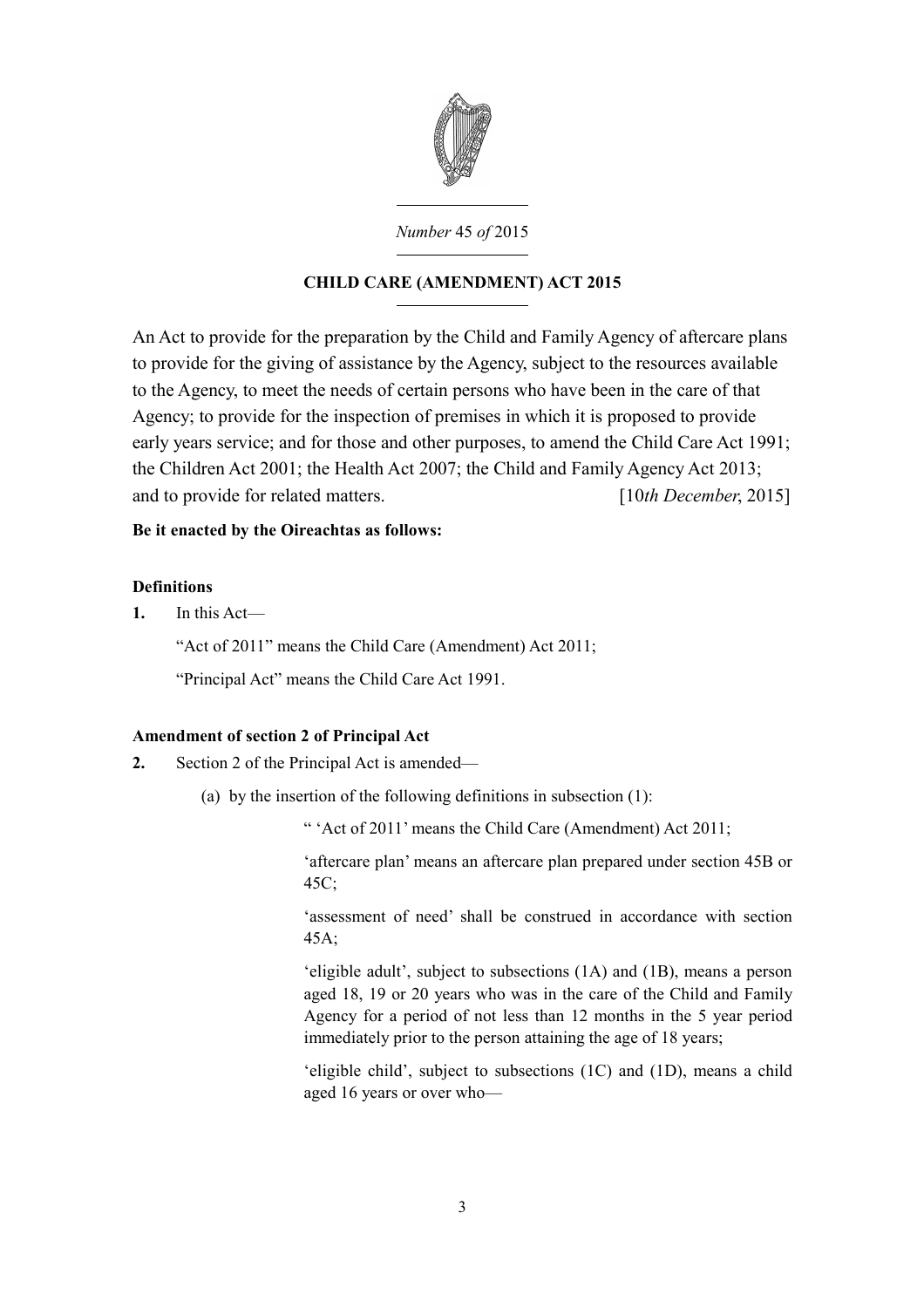*Number* 45 *of* 2015

**CHILD CARE (AMENDMENT) ACT 2015**

An Act to provide for the preparation by the Child and Family Agency of aftercare plans to provide for the giving of assistance by the Agency, subject to the resources available to the Agency, to meet the needs of certain persons who have been in the care of that Agency; to provide for the inspection of premises in which it is proposed to provide early years service; and for those and other purposes, to amend the Child Care Act 1991; the Children Act 2001; the Health Act 2007; the Child and Family Agency Act 2013; and to provide for related matters. [10*th December*, 2015]

**Be it enacted by the Oireachtas as follows:**

**Definitions**

**1.** In this Act—

"Act of 2011" means the Child Care (Amendment) Act 2011;

"Principal Act" means the Child Care Act 1991.

**Amendment of section 2 of Principal Act**

**2.** Section 2 of the Principal Act is amended—

(a) by the insertion of the following definitions in subsection (1):

" 'Act of 2011' means the Child Care (Amendment) Act 2011;

'aftercare plan' means an aftercare plan prepared under section 45B or 45C;

'assessment of need' shall be construed in accordance with section 45A;

'eligible adult', subject to subsections (1A) and (1B), means a person aged 18, 19 or 20 years who was in the care of the Child and Family Agency for a period of not less than 12 months in the 5 year period immediately prior to the person attaining the age of 18 years;

'eligible child', subject to subsections (1C) and (1D), means a child aged 16 years or over who—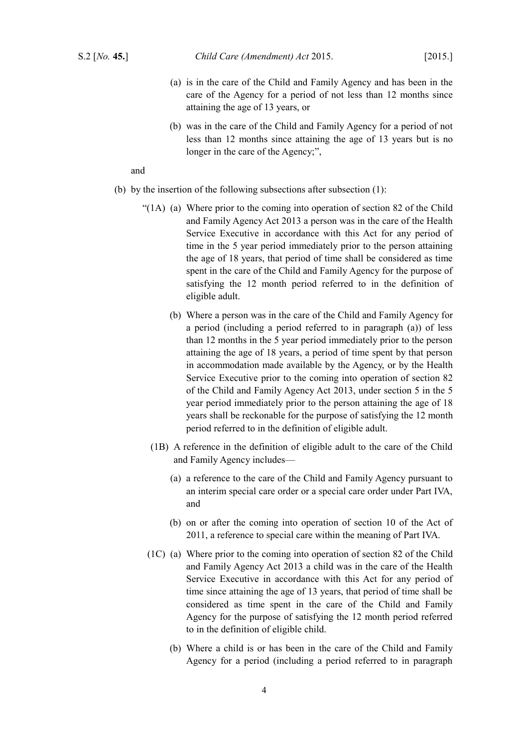(a) is in the care of the Child and Family Agency and has been in the care of the Agency for a period of not less than 12 months since attaining the age of 13 years, or

(b) was in the care of the Child and Family Agency for a period of not less than 12 months since attaining the age of 13 years but is no longer in the care of the Agency;",

and

(b) by the insertion of the following subsections after subsection (1):

"(1A) (a) Where prior to the coming into operation of section 82 of the Child and Family Agency Act 2013 a person was in the care of the Health Service Executive in accordance with this Act for any period of time in the 5 year period immediately prior to the person attaining the age of 18 years, that period of time shall be considered as time spent in the care of the Child and Family Agency for the purpose of satisfying the 12 month period referred to in the definition of eligible adult.

(b) Where a person was in the care of the Child and Family Agency for a period (including a period referred to in paragraph (a)) of less than 12 months in the 5 year period immediately prior to the person attaining the age of 18 years, a period of time spent by that person in accommodation made available by the Agency, or by the Health Service Executive prior to the coming into operation of section 82 of the Child and Family Agency Act 2013, under section 5 in the 5 year period immediately prior to the person attaining the age of 18 years shall be reckonable for the purpose of satisfying the 12 month period referred to in the definition of eligible adult.

(1B) A reference in the definition of eligible adult to the care of the Child and Family Agency includes—

(a) a reference to the care of the Child and Family Agency pursuant to an interim special care order or a special care order under Part IVA, and

(b) on or after the coming into operation of section 10 of the Act of 2011, a reference to special care within the meaning of Part IVA.

(1C) (a) Where prior to the coming into operation of section 82 of the Child and Family Agency Act 2013 a child was in the care of the Health Service Executive in accordance with this Act for any period of time since attaining the age of 13 years, that period of time shall be considered as time spent in the care of the Child and Family Agency for the purpose of satisfying the 12 month period referred to in the definition of eligible child.

(b) Where a child is or has been in the care of the Child and Family Agency for a period (including a period referred to in paragraph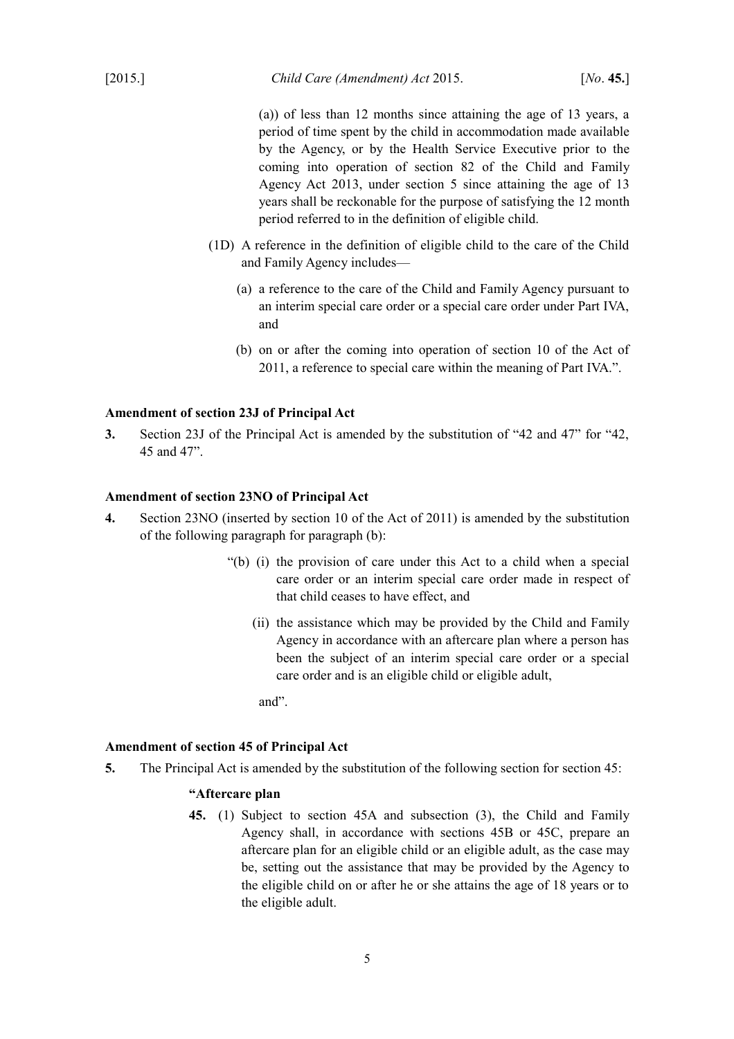(a)) of less than 12 months since attaining the age of 13 years, a period of time spent by the child in accommodation made available by the Agency, or by the Health Service Executive prior to the coming into operation of section 82 of the Child and Family Agency Act 2013, under section 5 since attaining the age of 13 years shall be reckonable for the purpose of satisfying the 12 month period referred to in the definition of eligible child.

(1D) A reference in the definition of eligible child to the care of the Child and Family Agency includes—

(a) a reference to the care of the Child and Family Agency pursuant to an interim special care order or a special care order under Part IVA, and

(b) on or after the coming into operation of section 10 of the Act of 2011, a reference to special care within the meaning of Part IVA.".

**Amendment of section 23J of Principal Act**

**3.** Section 23J of the Principal Act is amended by the substitution of "42 and 47" for "42, 45 and 47".

**Amendment of section 23NO of Principal Act**

**4.** Section 23NO (inserted by section 10 of the Act of 2011) is amended by the substitution of the following paragraph for paragraph (b):

"(b) (i) the provision of care under this Act to a child when a special care order or an interim special care order made in respect of that child ceases to have effect, and

(ii) the assistance which may be provided by the Child and Family Agency in accordance with an aftercare plan where a person has been the subject of an interim special care order or a special care order and is an eligible child or eligible adult,

and".

**Amendment of section 45 of Principal Act**

**5.** The Principal Act is amended by the substitution of the following section for section 45:

**"Aftercare plan**

**45.** (1) Subject to section 45A and subsection (3), the Child and Family Agency shall, in accordance with sections 45B or 45C, prepare an aftercare plan for an eligible child or an eligible adult, as the case may be, setting out the assistance that may be provided by the Agency to the eligible child on or after he or she attains the age of 18 years or to the eligible adult.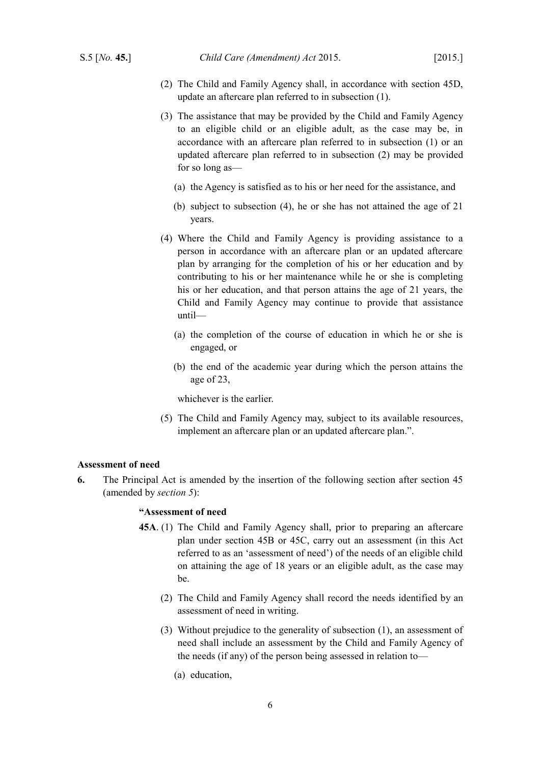(2) The Child and Family Agency shall, in accordance with section 45D, update an aftercare plan referred to in subsection (1).

(3) The assistance that may be provided by the Child and Family Agency to an eligible child or an eligible adult, as the case may be, in accordance with an aftercare plan referred to in subsection (1) or an updated aftercare plan referred to in subsection (2) may be provided for so long as—

(a) the Agency is satisfied as to his or her need for the assistance, and

(b) subject to subsection (4), he or she has not attained the age of 21 years.

(4) Where the Child and Family Agency is providing assistance to a person in accordance with an aftercare plan or an updated aftercare plan by arranging for the completion of his or her education and by contributing to his or her maintenance while he or she is completing his or her education, and that person attains the age of 21 years, the Child and Family Agency may continue to provide that assistance until—

(a) the completion of the course of education in which he or she is engaged, or

(b) the end of the academic year during which the person attains the age of 23,

whichever is the earlier.

(5) The Child and Family Agency may, subject to its available resources, implement an aftercare plan or an updated aftercare plan.".

**Assessment of need**

**6.** The Principal Act is amended by the insertion of the following section after section 45 (amended by *section 5*):

**"Assessment of need**

**45A**. (1) The Child and Family Agency shall, prior to preparing an aftercare plan under section 45B or 45C, carry out an assessment (in this Act referred to as an 'assessment of need') of the needs of an eligible child on attaining the age of 18 years or an eligible adult, as the case may be.

(2) The Child and Family Agency shall record the needs identified by an assessment of need in writing.

(3) Without prejudice to the generality of subsection (1), an assessment of need shall include an assessment by the Child and Family Agency of the needs (if any) of the person being assessed in relation to—

(a) education,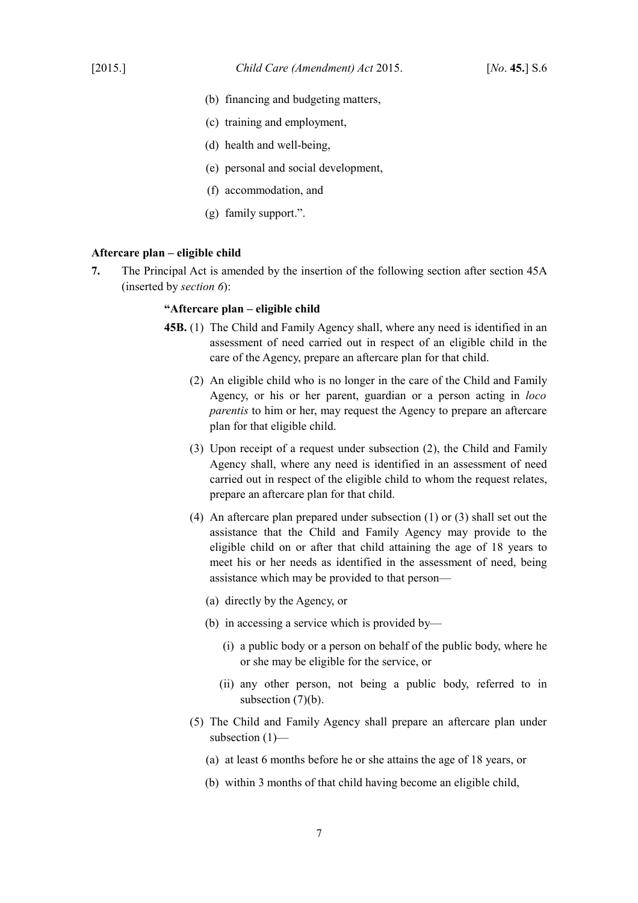(b) financing and budgeting matters,

(c) training and employment,

(d) health and well-being,

(e) personal and social development,

(f) accommodation, and

(g) family support.".

**Aftercare plan – eligible child**

**7.** The Principal Act is amended by the insertion of the following section after section 45A (inserted by *section 6*):

> **"Aftercare plan – eligible child**
>
> **45B.** (1) The Child and Family Agency shall, where any need is identified in an assessment of need carried out in respect of an eligible child in the care of the Agency, prepare an aftercare plan for that child.
>
> (2) An eligible child who is no longer in the care of the Child and Family Agency, or his or her parent, guardian or a person acting in *loco parentis* to him or her, may request the Agency to prepare an aftercare plan for that eligible child.
>
> (3) Upon receipt of a request under subsection (2), the Child and Family Agency shall, where any need is identified in an assessment of need carried out in respect of the eligible child to whom the request relates, prepare an aftercare plan for that child.
>
> (4) An aftercare plan prepared under subsection (1) or (3) shall set out the assistance that the Child and Family Agency may provide to the eligible child on or after that child attaining the age of 18 years to meet his or her needs as identified in the assessment of need, being assistance which may be provided to that person—
>
> (a) directly by the Agency, or
>
> (b) in accessing a service which is provided by—
>
> (i) a public body or a person on behalf of the public body, where he or she may be eligible for the service, or
>
> (ii) any other person, not being a public body, referred to in subsection (7)(b).
>
> (5) The Child and Family Agency shall prepare an aftercare plan under subsection (1)—
>
> (a) at least 6 months before he or she attains the age of 18 years, or
>
> (b) within 3 months of that child having become an eligible child,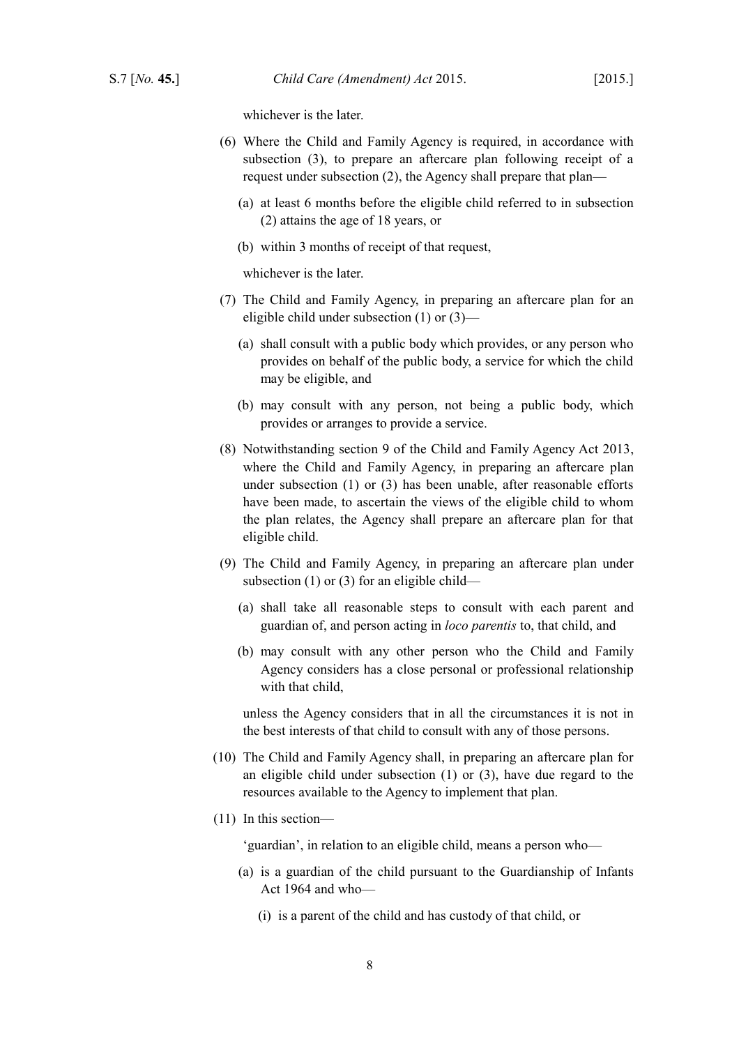whichever is the later.

(6) Where the Child and Family Agency is required, in accordance with subsection (3), to prepare an aftercare plan following receipt of a request under subsection (2), the Agency shall prepare that plan—

(a) at least 6 months before the eligible child referred to in subsection (2) attains the age of 18 years, or

(b) within 3 months of receipt of that request,

whichever is the later.

(7) The Child and Family Agency, in preparing an aftercare plan for an eligible child under subsection (1) or (3)—

(a) shall consult with a public body which provides, or any person who provides on behalf of the public body, a service for which the child may be eligible, and

(b) may consult with any person, not being a public body, which provides or arranges to provide a service.

(8) Notwithstanding section 9 of the Child and Family Agency Act 2013, where the Child and Family Agency, in preparing an aftercare plan under subsection (1) or (3) has been unable, after reasonable efforts have been made, to ascertain the views of the eligible child to whom the plan relates, the Agency shall prepare an aftercare plan for that eligible child.

(9) The Child and Family Agency, in preparing an aftercare plan under subsection (1) or (3) for an eligible child—

(a) shall take all reasonable steps to consult with each parent and guardian of, and person acting in *loco parentis* to, that child, and

(b) may consult with any other person who the Child and Family Agency considers has a close personal or professional relationship with that child,

unless the Agency considers that in all the circumstances it is not in the best interests of that child to consult with any of those persons.

(10) The Child and Family Agency shall, in preparing an aftercare plan for an eligible child under subsection (1) or (3), have due regard to the resources available to the Agency to implement that plan.

(11) In this section—

'guardian', in relation to an eligible child, means a person who—

(a) is a guardian of the child pursuant to the Guardianship of Infants Act 1964 and who—

(i) is a parent of the child and has custody of that child, or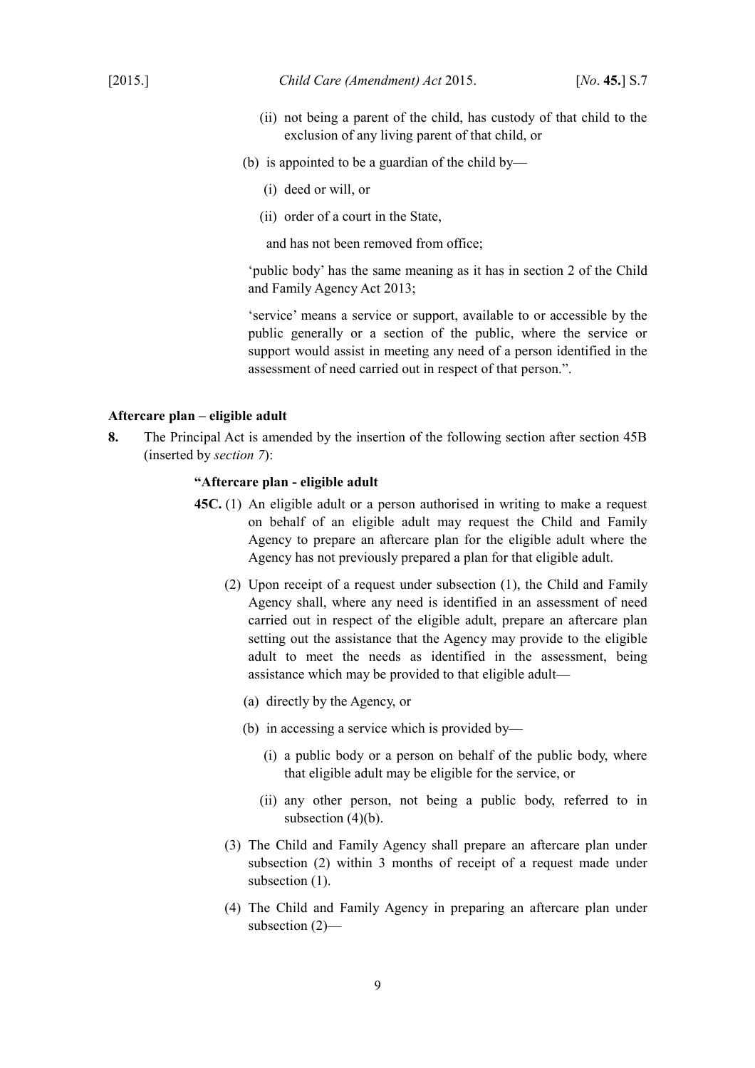(ii) not being a parent of the child, has custody of that child to the exclusion of any living parent of that child, or

(b) is appointed to be a guardian of the child by—

(i) deed or will, or

(ii) order of a court in the State,

and has not been removed from office;

'public body' has the same meaning as it has in section 2 of the Child and Family Agency Act 2013;

'service' means a service or support, available to or accessible by the public generally or a section of the public, where the service or support would assist in meeting any need of a person identified in the assessment of need carried out in respect of that person.".

**Aftercare plan – eligible adult**

**8.** The Principal Act is amended by the insertion of the following section after section 45B (inserted by *section 7*):

**"Aftercare plan - eligible adult**

**45C.** (1) An eligible adult or a person authorised in writing to make a request on behalf of an eligible adult may request the Child and Family Agency to prepare an aftercare plan for the eligible adult where the Agency has not previously prepared a plan for that eligible adult.

(2) Upon receipt of a request under subsection (1), the Child and Family Agency shall, where any need is identified in an assessment of need carried out in respect of the eligible adult, prepare an aftercare plan setting out the assistance that the Agency may provide to the eligible adult to meet the needs as identified in the assessment, being assistance which may be provided to that eligible adult—

(a) directly by the Agency, or

(b) in accessing a service which is provided by—

(i) a public body or a person on behalf of the public body, where that eligible adult may be eligible for the service, or

(ii) any other person, not being a public body, referred to in subsection (4)(b).

(3) The Child and Family Agency shall prepare an aftercare plan under subsection (2) within 3 months of receipt of a request made under subsection (1).

(4) The Child and Family Agency in preparing an aftercare plan under subsection (2)—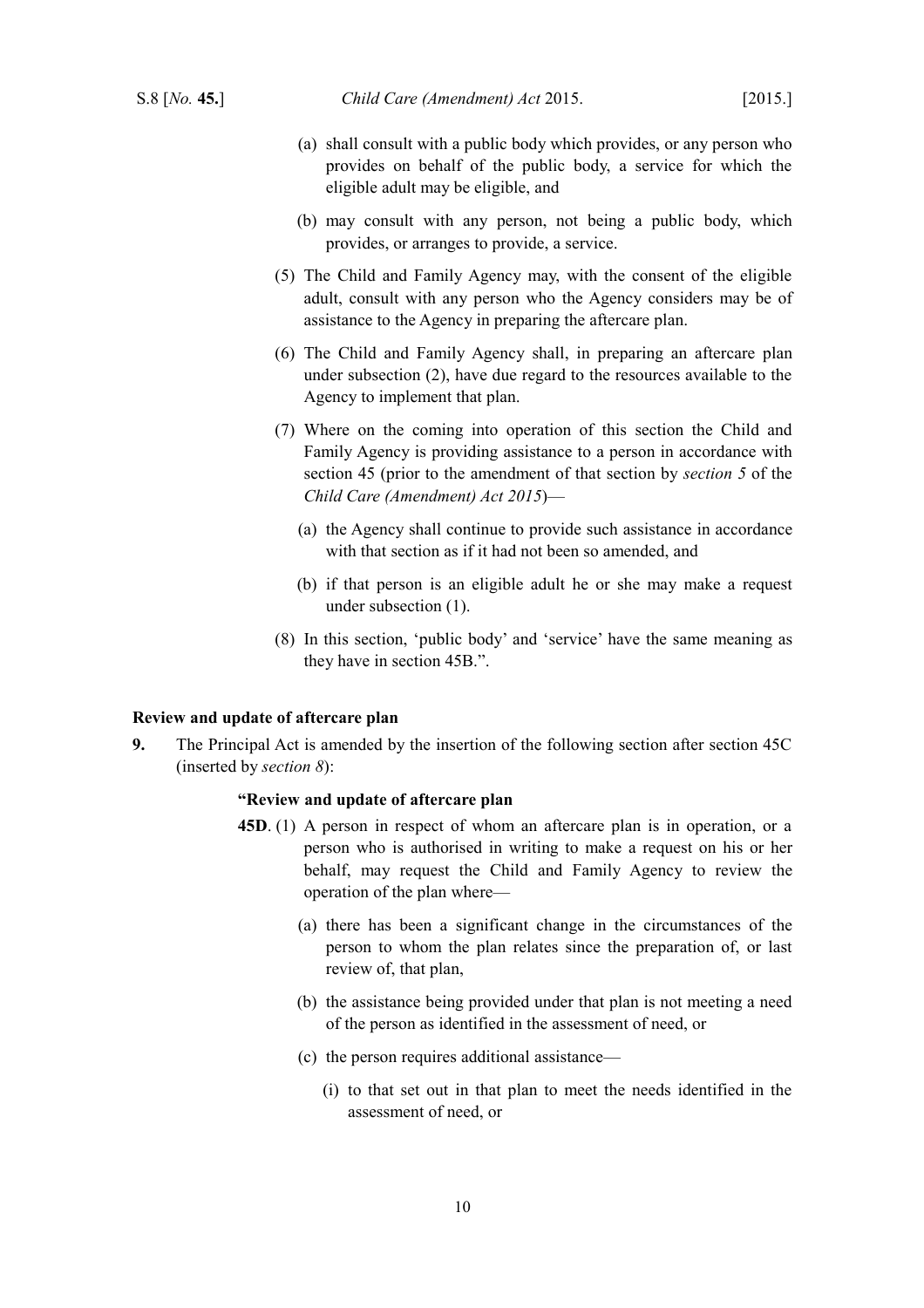(a) shall consult with a public body which provides, or any person who provides on behalf of the public body, a service for which the eligible adult may be eligible, and

(b) may consult with any person, not being a public body, which provides, or arranges to provide, a service.

(5) The Child and Family Agency may, with the consent of the eligible adult, consult with any person who the Agency considers may be of assistance to the Agency in preparing the aftercare plan.

(6) The Child and Family Agency shall, in preparing an aftercare plan under subsection (2), have due regard to the resources available to the Agency to implement that plan.

(7) Where on the coming into operation of this section the Child and Family Agency is providing assistance to a person in accordance with section 45 (prior to the amendment of that section by *section 5* of the *Child Care (Amendment) Act 2015*)—

(a) the Agency shall continue to provide such assistance in accordance with that section as if it had not been so amended, and

(b) if that person is an eligible adult he or she may make a request under subsection (1).

(8) In this section, 'public body' and 'service' have the same meaning as they have in section 45B.".

**Review and update of aftercare plan**

**9.** The Principal Act is amended by the insertion of the following section after section 45C (inserted by *section 8*):

**"Review and update of aftercare plan**

**45D**. (1) A person in respect of whom an aftercare plan is in operation, or a person who is authorised in writing to make a request on his or her behalf, may request the Child and Family Agency to review the operation of the plan where—

(a) there has been a significant change in the circumstances of the person to whom the plan relates since the preparation of, or last review of, that plan,

(b) the assistance being provided under that plan is not meeting a need of the person as identified in the assessment of need, or

(c) the person requires additional assistance—

(i) to that set out in that plan to meet the needs identified in the assessment of need, or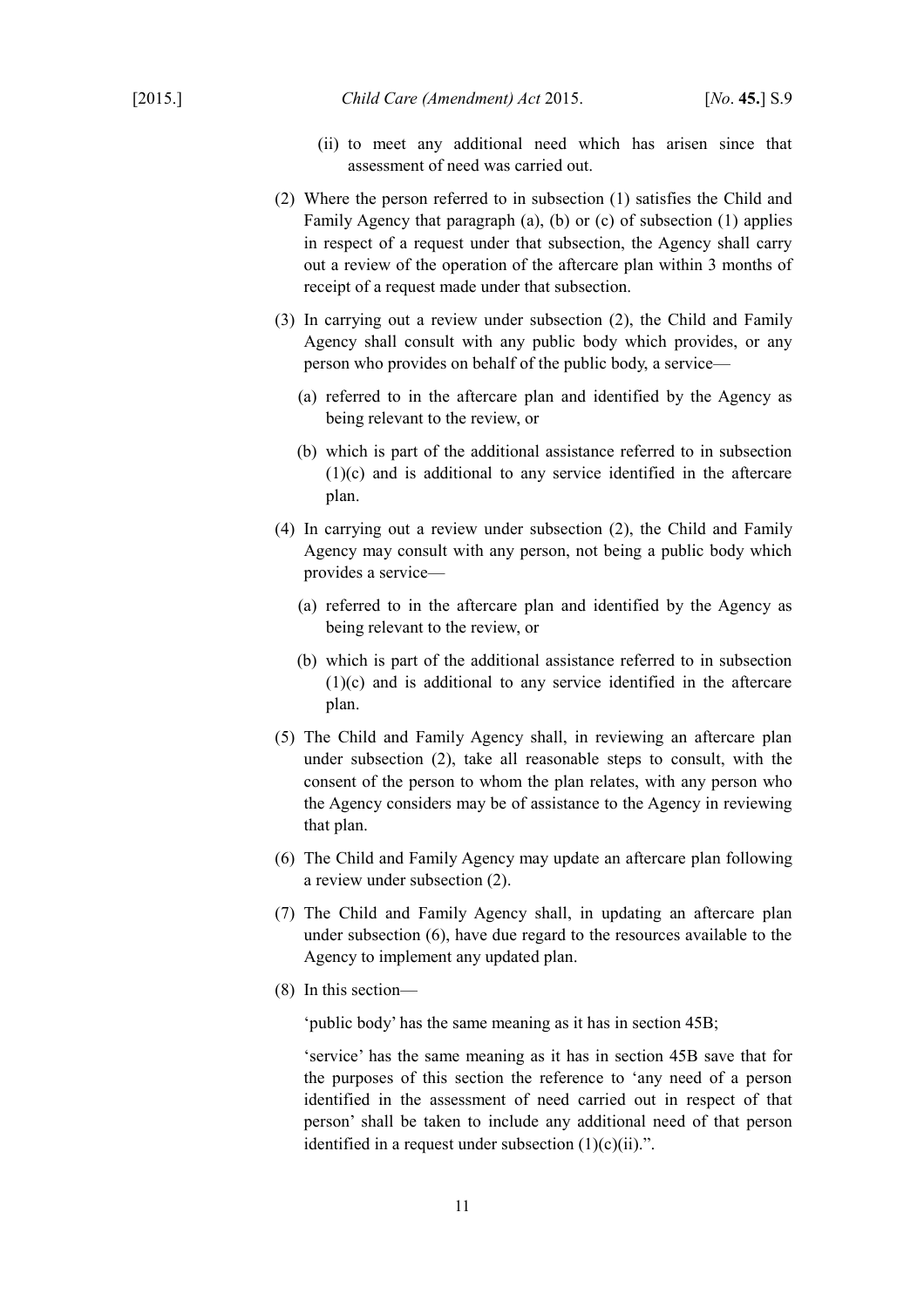(ii) to meet any additional need which has arisen since that assessment of need was carried out.

(2) Where the person referred to in subsection (1) satisfies the Child and Family Agency that paragraph (a), (b) or (c) of subsection (1) applies in respect of a request under that subsection, the Agency shall carry out a review of the operation of the aftercare plan within 3 months of receipt of a request made under that subsection.

(3) In carrying out a review under subsection (2), the Child and Family Agency shall consult with any public body which provides, or any person who provides on behalf of the public body, a service—

(a) referred to in the aftercare plan and identified by the Agency as being relevant to the review, or

(b) which is part of the additional assistance referred to in subsection (1)(c) and is additional to any service identified in the aftercare plan.

(4) In carrying out a review under subsection (2), the Child and Family Agency may consult with any person, not being a public body which provides a service—

(a) referred to in the aftercare plan and identified by the Agency as being relevant to the review, or

(b) which is part of the additional assistance referred to in subsection (1)(c) and is additional to any service identified in the aftercare plan.

(5) The Child and Family Agency shall, in reviewing an aftercare plan under subsection (2), take all reasonable steps to consult, with the consent of the person to whom the plan relates, with any person who the Agency considers may be of assistance to the Agency in reviewing that plan.

(6) The Child and Family Agency may update an aftercare plan following a review under subsection (2).

(7) The Child and Family Agency shall, in updating an aftercare plan under subsection (6), have due regard to the resources available to the Agency to implement any updated plan.

(8) In this section—

'public body' has the same meaning as it has in section 45B;

'service' has the same meaning as it has in section 45B save that for the purposes of this section the reference to 'any need of a person identified in the assessment of need carried out in respect of that person' shall be taken to include any additional need of that person identified in a request under subsection (1)(c)(ii).".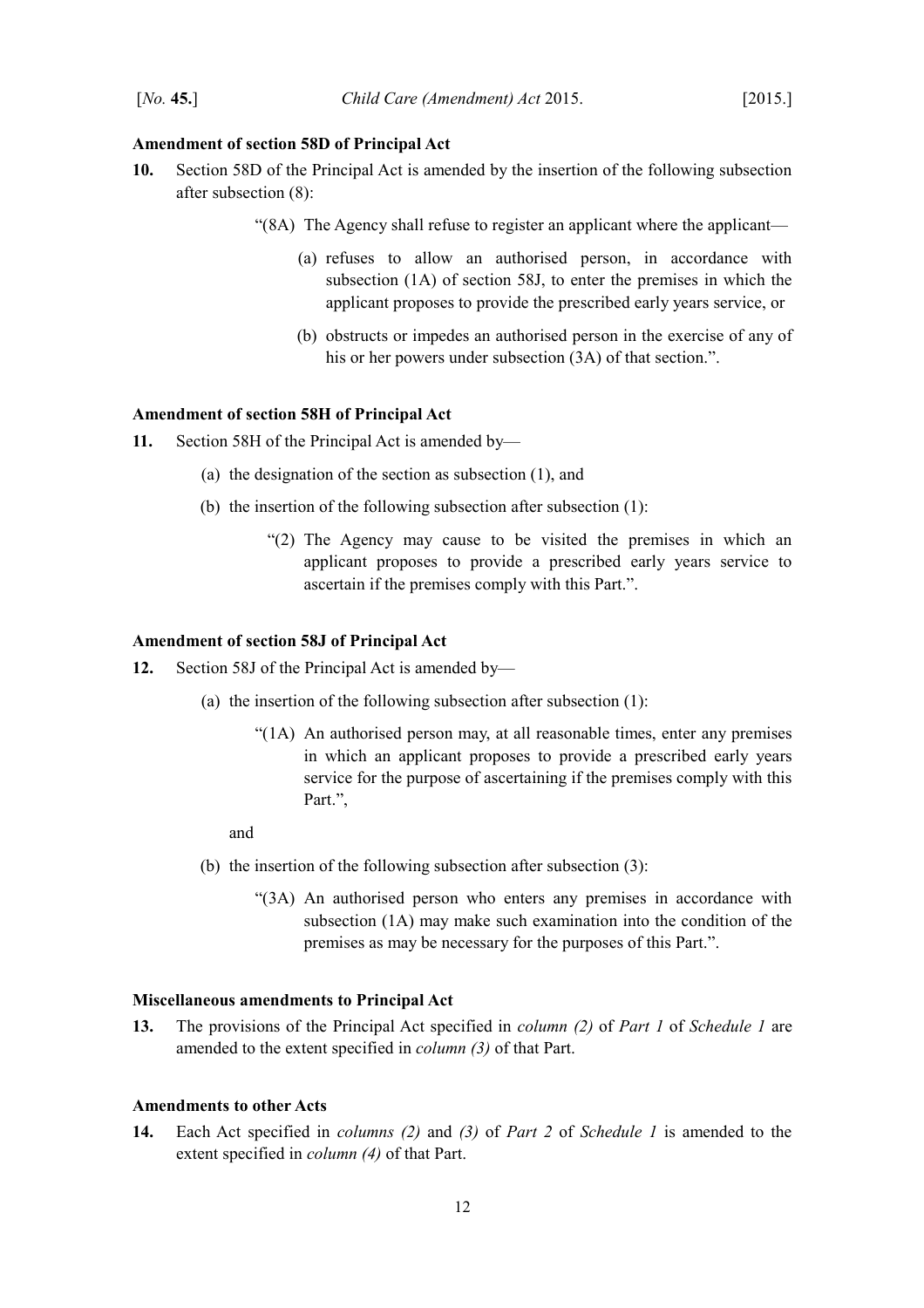**Amendment of section 58D of Principal Act**

**10.** Section 58D of the Principal Act is amended by the insertion of the following subsection after subsection (8):

> "(8A) The Agency shall refuse to register an applicant where the applicant—
>
> (a) refuses to allow an authorised person, in accordance with subsection (1A) of section 58J, to enter the premises in which the applicant proposes to provide the prescribed early years service, or
>
> (b) obstructs or impedes an authorised person in the exercise of any of his or her powers under subsection (3A) of that section.".

**Amendment of section 58H of Principal Act**

**11.** Section 58H of the Principal Act is amended by—

(a) the designation of the section as subsection (1), and

(b) the insertion of the following subsection after subsection (1):

> "(2) The Agency may cause to be visited the premises in which an applicant proposes to provide a prescribed early years service to ascertain if the premises comply with this Part.".

**Amendment of section 58J of Principal Act**

**12.** Section 58J of the Principal Act is amended by—

(a) the insertion of the following subsection after subsection (1):

> "(1A) An authorised person may, at all reasonable times, enter any premises in which an applicant proposes to provide a prescribed early years service for the purpose of ascertaining if the premises comply with this Part.",

and

(b) the insertion of the following subsection after subsection (3):

> "(3A) An authorised person who enters any premises in accordance with subsection (1A) may make such examination into the condition of the premises as may be necessary for the purposes of this Part.".

**Miscellaneous amendments to Principal Act**

**13.** The provisions of the Principal Act specified in *column (2)* of *Part 1* of *Schedule 1* are amended to the extent specified in *column (3)* of that Part.

**Amendments to other Acts**

**14.** Each Act specified in *columns (2)* and *(3)* of *Part 2* of *Schedule 1* is amended to the extent specified in *column (4)* of that Part.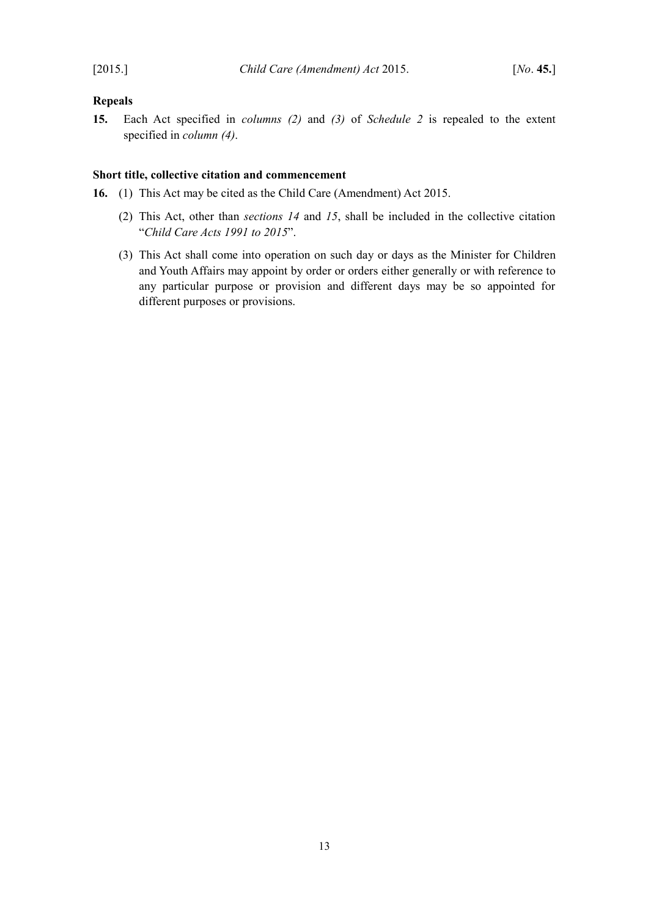**Repeals**

**15.** Each Act specified in *columns (2)* and *(3)* of *Schedule 2* is repealed to the extent specified in *column (4)*.

**Short title, collective citation and commencement**

**16.** (1) This Act may be cited as the Child Care (Amendment) Act 2015.

(2) This Act, other than *sections 14* and *15*, shall be included in the collective citation "*Child Care Acts 1991 to 2015*".

(3) This Act shall come into operation on such day or days as the Minister for Children and Youth Affairs may appoint by order or orders either generally or with reference to any particular purpose or provision and different days may be so appointed for different purposes or provisions.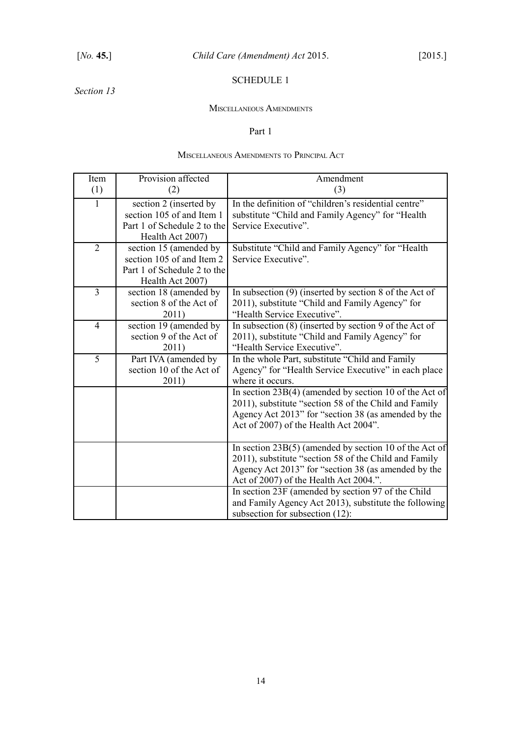## SCHEDULE 1

*Section 13*

### Miscellaneous Amendments

#### Part 1

#### Miscellaneous Amendments to Principal Act

| Item (1) | Provision affected (2) | Amendment (3) |
|---|---|---|
| 1 | section 2 (inserted by section 105 of and Item 1 Part 1 of Schedule 2 to the Health Act 2007) | In the definition of "children's residential centre" substitute "Child and Family Agency" for "Health Service Executive". |
| 2 | section 15 (amended by section 105 of and Item 2 Part 1 of Schedule 2 to the Health Act 2007) | Substitute "Child and Family Agency" for "Health Service Executive". |
| 3 | section 18 (amended by section 8 of the Act of 2011) | In subsection (9) (inserted by section 8 of the Act of 2011), substitute "Child and Family Agency" for "Health Service Executive". |
| 4 | section 19 (amended by section 9 of the Act of 2011) | In subsection (8) (inserted by section 9 of the Act of 2011), substitute "Child and Family Agency" for "Health Service Executive". |
| 5 | Part IVA (amended by section 10 of the Act of 2011) | In the whole Part, substitute "Child and Family Agency" for "Health Service Executive" in each place where it occurs. |
| | | In section 23B(4) (amended by section 10 of the Act of 2011), substitute "section 58 of the Child and Family Agency Act 2013" for "section 38 (as amended by the Act of 2007) of the Health Act 2004". |
| | | In section 23B(5) (amended by section 10 of the Act of 2011), substitute "section 58 of the Child and Family Agency Act 2013" for "section 38 (as amended by the Act of 2007) of the Health Act 2004.". |
| | | In section 23F (amended by section 97 of the Child and Family Agency Act 2013), substitute the following subsection for subsection (12): |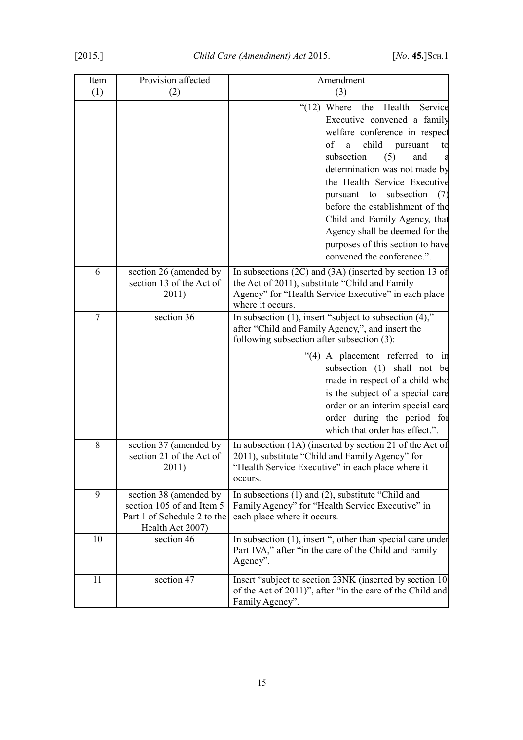| Item (1) | Provision affected (2) | Amendment (3) |
|---|---|---|
| | | "(12) Where the Health Service Executive convened a family welfare conference in respect of a child pursuant to subsection (5) and a determination was not made by the Health Service Executive pursuant to subsection (7) before the establishment of the Child and Family Agency, that Agency shall be deemed for the purposes of this section to have convened the conference.". |
| 6 | section 26 (amended by section 13 of the Act of 2011) | In subsections (2C) and (3A) (inserted by section 13 of the Act of 2011), substitute "Child and Family Agency" for "Health Service Executive" in each place where it occurs. |
| 7 | section 36 | In subsection (1), insert "subject to subsection (4)," after "Child and Family Agency,", and insert the following subsection after subsection (3): "(4) A placement referred to in subsection (1) shall not be made in respect of a child who is the subject of a special care order or an interim special care order during the period for which that order has effect.". |
| 8 | section 37 (amended by section 21 of the Act of 2011) | In subsection (1A) (inserted by section 21 of the Act of 2011), substitute "Child and Family Agency" for "Health Service Executive" in each place where it occurs. |
| 9 | section 38 (amended by section 105 of and Item 5 Part 1 of Schedule 2 to the Health Act 2007) | In subsections (1) and (2), substitute "Child and Family Agency" for "Health Service Executive" in each place where it occurs. |
| 10 | section 46 | In subsection (1), insert ", other than special care under Part IVA," after "in the care of the Child and Family Agency". |
| 11 | section 47 | Insert "subject to section 23NK (inserted by section 10 of the Act of 2011)", after "in the care of the Child and Family Agency". |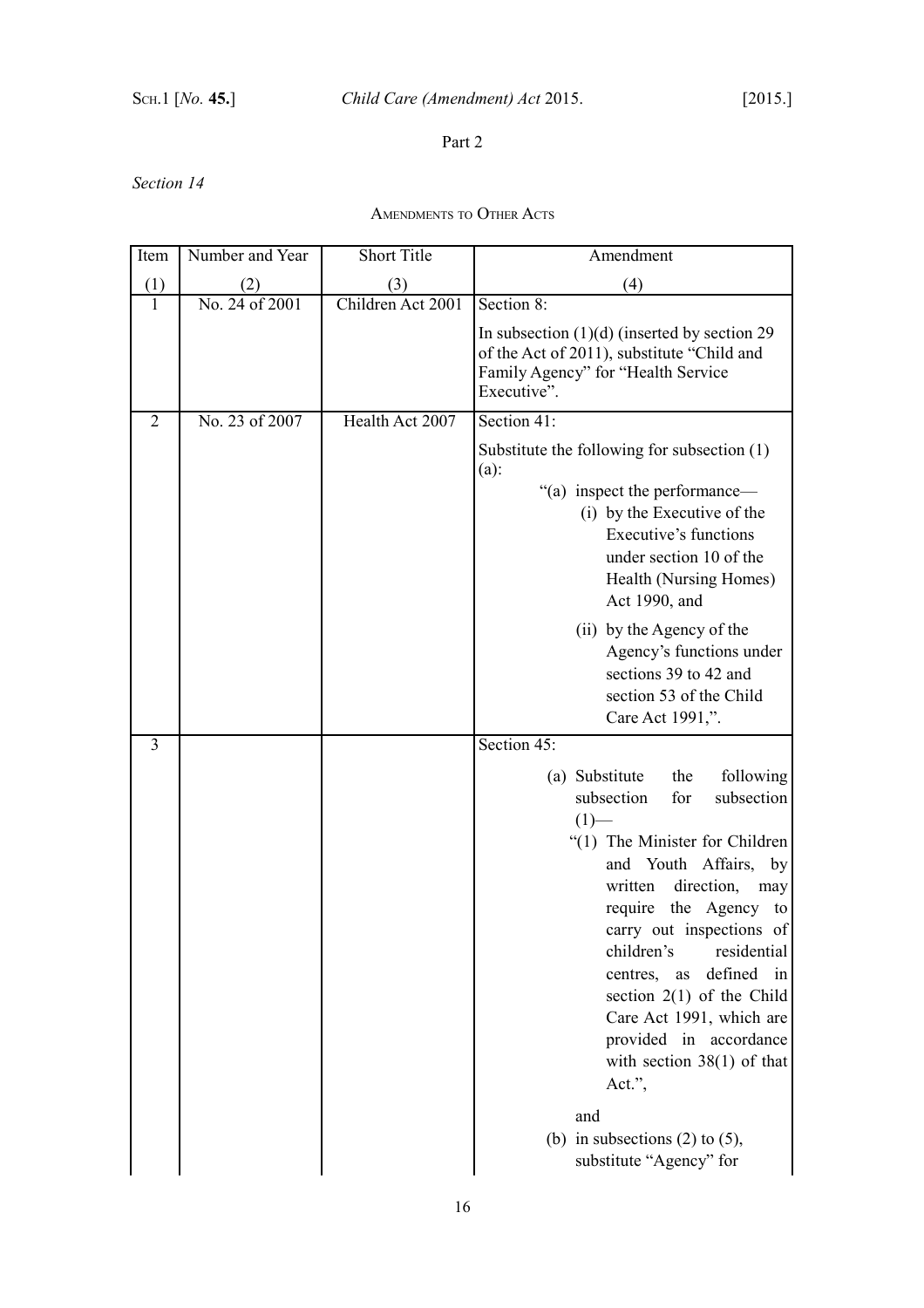Part 2

*Section 14*

Amendments to Other Acts

| Item | Number and Year | Short Title | Amendment |
|---|---|---|---|
| (1) | (2) | (3) | (4) |
| 1 | No. 24 of 2001 | Children Act 2001 | Section 8:<br><br>In subsection (1)(d) (inserted by section 29 of the Act of 2011), substitute "Child and Family Agency" for "Health Service Executive". |
| 2 | No. 23 of 2007 | Health Act 2007 | Section 41:<br><br>Substitute the following for subsection (1)(a):<br><br>"(a) inspect the performance—<br>(i) by the Executive of the Executive's functions under section 10 of the Health (Nursing Homes) Act 1990, and<br><br>(ii) by the Agency of the Agency's functions under sections 39 to 42 and section 53 of the Child Care Act 1991,". |
| 3 | | | Section 45:<br><br>(a) Substitute the following subsection for subsection (1)—<br>"(1) The Minister for Children and Youth Affairs, by written direction, may require the Agency to carry out inspections of children's residential centres, as defined in section 2(1) of the Child Care Act 1991, which are provided in accordance with section 38(1) of that Act.",<br><br>and<br>(b) in subsections (2) to (5), substitute "Agency" for |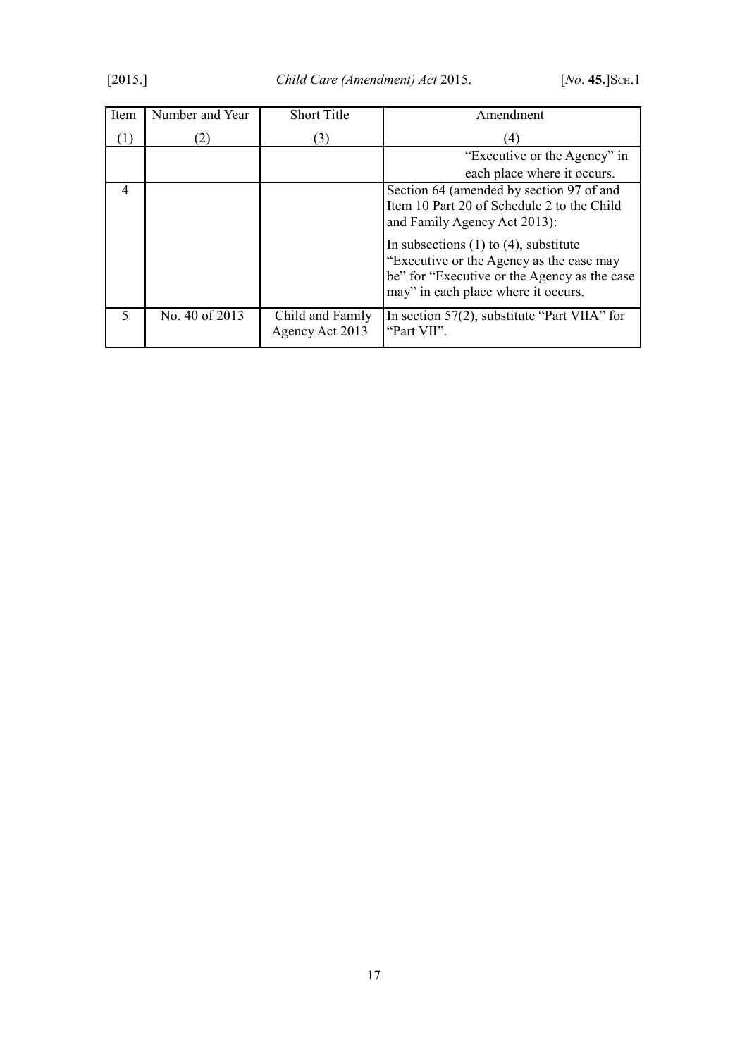| Item | Number and Year | Short Title | Amendment |
| --- | --- | --- | --- |
| (1) | (2) | (3) | (4) |
| | | | "Executive or the Agency" in each place where it occurs. |
| 4 | | | Section 64 (amended by section 97 of and Item 10 Part 20 of Schedule 2 to the Child and Family Agency Act 2013): In subsections (1) to (4), substitute "Executive or the Agency as the case may be" for "Executive or the Agency as the case may" in each place where it occurs. |
| 5 | No. 40 of 2013 | Child and Family Agency Act 2013 | In section 57(2), substitute "Part VIIA" for "Part VII". |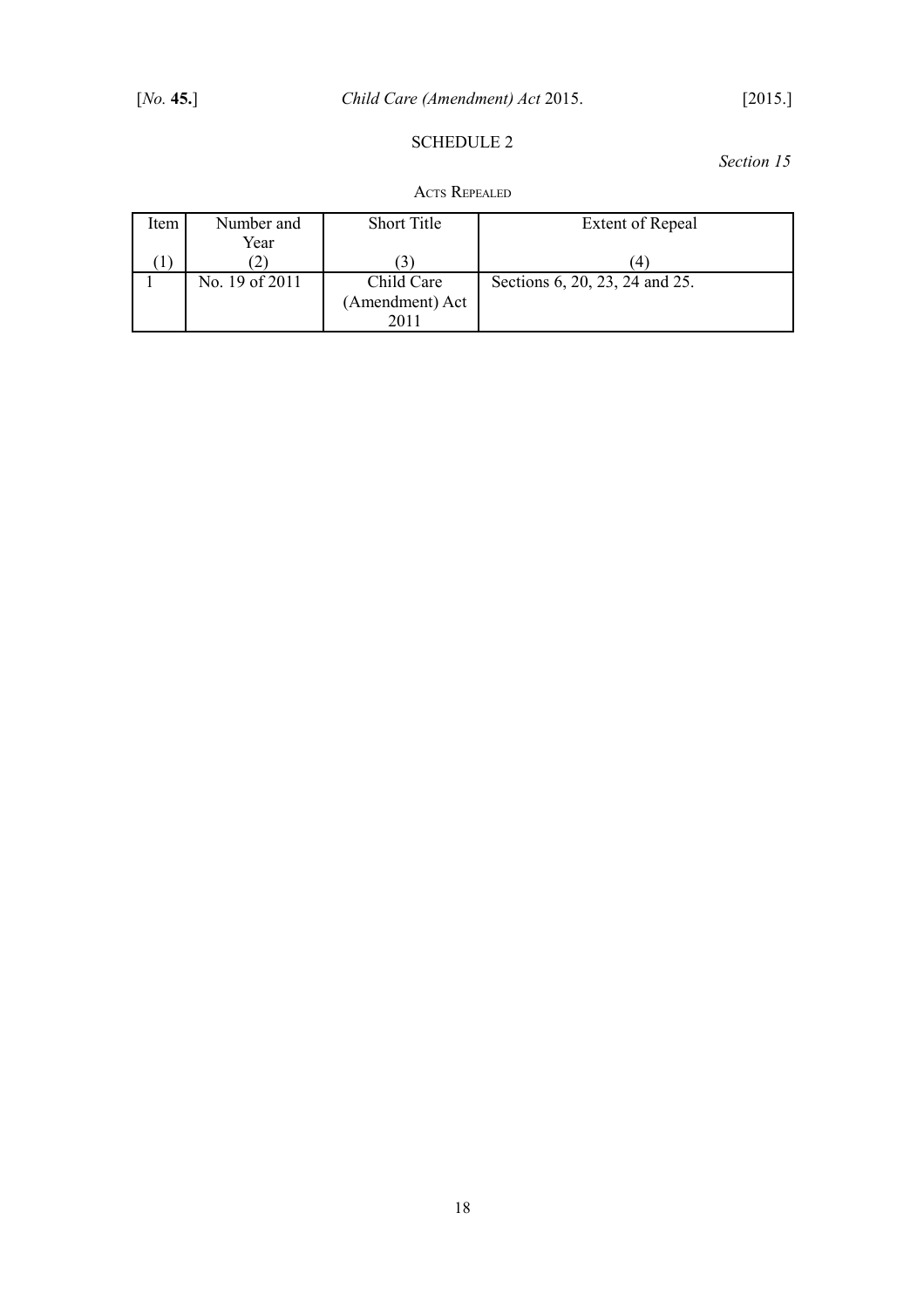## SCHEDULE 2

*Section 15*

### ACTS REPEALED

| Item | Number and Year | Short Title | Extent of Repeal |
|---|---|---|---|
| (1) | (2) | (3) | (4) |
| 1 | No. 19 of 2011 | Child Care (Amendment) Act 2011 | Sections 6, 20, 23, 24 and 25. |